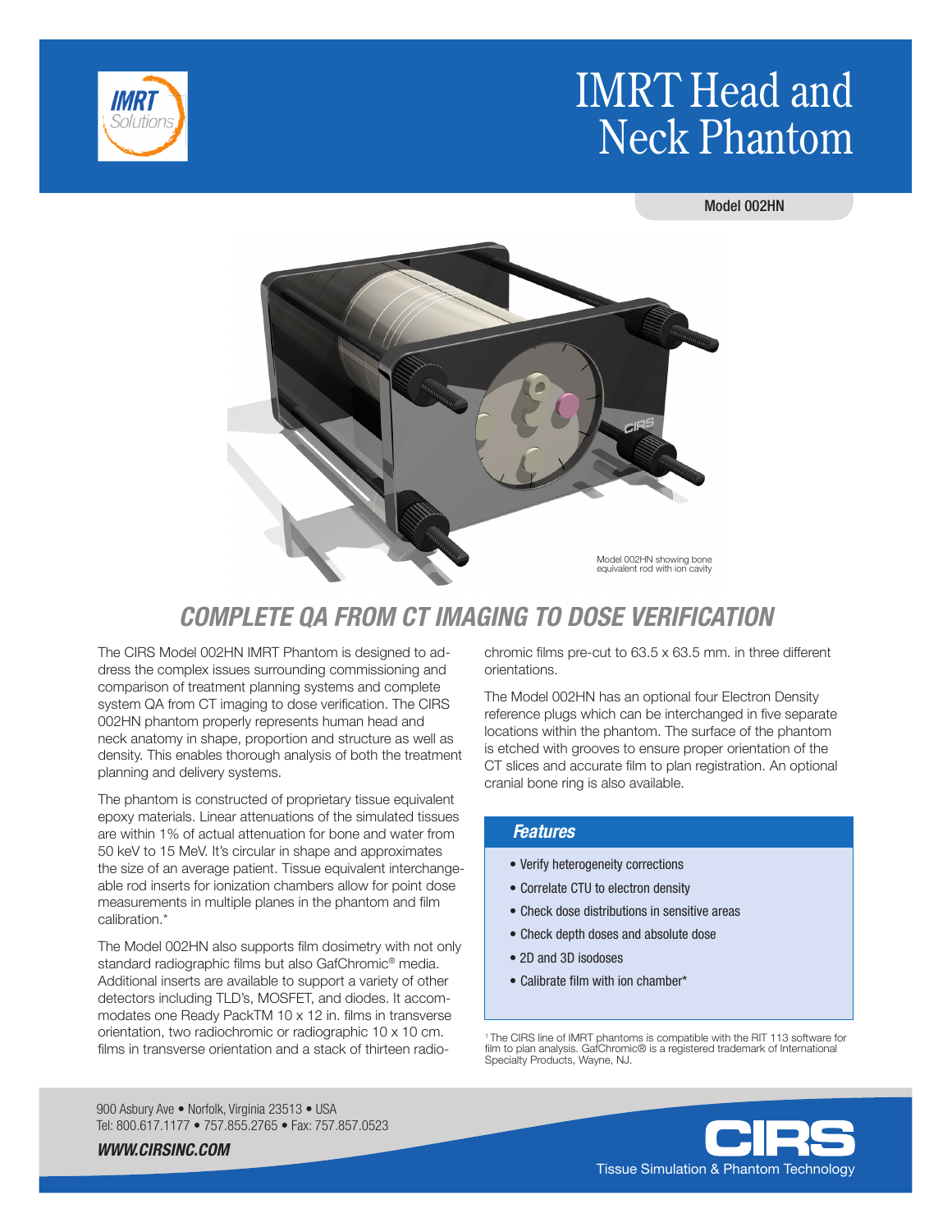IMRT Solutions

# IMRT Head and Neck Phantom

Model 002HN

Model 002HN showing bone equivalent rod with ion cavity

## COMPLETE QA FROM CT IMAGING TO DOSE VERIFICATION

The CIRS Model 002HN IMRT Phantom is designed to address the complex issues surrounding commissioning and comparison of treatment planning systems and complete system QA from CT imaging to dose verification. The CIRS 002HN phantom properly represents human head and neck anatomy in shape, proportion and structure as well as density. This enables thorough analysis of both the treatment planning and delivery systems.

The phantom is constructed of proprietary tissue equivalent epoxy materials. Linear attenuations of the simulated tissues are within 1% of actual attenuation for bone and water from 50 keV to 15 MeV. It's circular in shape and approximates the size of an average patient. Tissue equivalent interchangeable rod inserts for ionization chambers allow for point dose measurements in multiple planes in the phantom and film calibration.*

The Model 002HN also supports film dosimetry with not only standard radiographic films but also GafChromic® media. Additional inserts are available to support a variety of other detectors including TLD's, MOSFET, and diodes. It accommodates one Ready PackTM 10 x 12 in. films in transverse orientation, two radiochromic or radiographic 10 x 10 cm. films in transverse orientation and a stack of thirteen radiochromic films pre-cut to 63.5 x 63.5 mm. in three different orientations.

The Model 002HN has an optional four Electron Density reference plugs which can be interchanged in five separate locations within the phantom. The surface of the phantom is etched with grooves to ensure proper orientation of the CT slices and accurate film to plan registration. An optional cranial bone ring is also available.

### Features

- Verify heterogeneity corrections
- Correlate CTU to electron density
- Check dose distributions in sensitive areas
- Check depth doses and absolute dose
- 2D and 3D isodoses
- Calibrate film with ion chamber*

[1] The CIRS line of IMRT phantoms is compatible with the RIT 113 software for film to plan analysis. GafChromic® is a registered trademark of International Specialty Products, Wayne, NJ.

900 Asbury Ave • Norfolk, Virginia 23513 • USA
Tel: 800.617.1177 • 757.855.2765 • Fax: 757.857.0523

***WWW.CIRSINC.COM***

CIRS
Tissue Simulation & Phantom Technology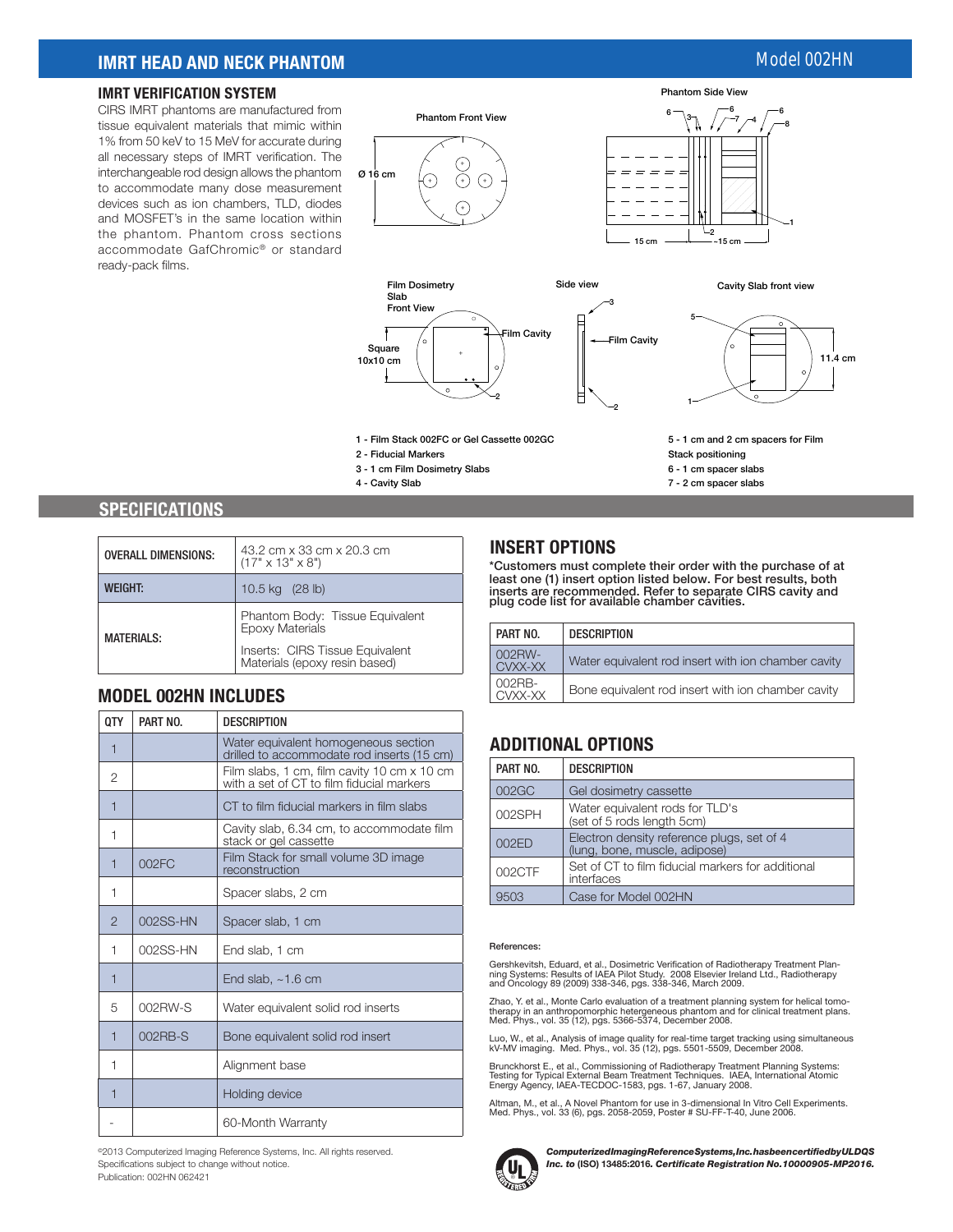## IMRT HEAD AND NECK PHANTOM

Model 002HN

### IMRT VERIFICATION SYSTEM

CIRS IMRT phantoms are manufactured from tissue equivalent materials that mimic within 1% from 50 keV to 15 MeV for accurate during all necessary steps of IMRT verification. The interchangeable rod design allows the phantom to accommodate many dose measurement devices such as ion chambers, TLD, diodes and MOSFET's in the same location within the phantom. Phantom cross sections accommodate GafChromic® or standard ready-pack films.

Phantom Front View

Ø 16 cm

Phantom Side View

6 3 6 7 4 6 8

1

2

15 cm

~15 cm

Film Dosimetry Slab Front View

Square 10x10 cm

Film Cavity

2

Side view

3

Film Cavity

2

Cavity Slab front view

5

11.4 cm

1

1 - Film Stack 002FC or Gel Cassette 002GC
2 - Fiducial Markers
3 - 1 cm Film Dosimetry Slabs
4 - Cavity Slab
5 - 1 cm and 2 cm spacers for Film Stack positioning
6 - 1 cm spacer slabs
7 - 2 cm spacer slabs

## SPECIFICATIONS

| | |
|---|---|
| OVERALL DIMENSIONS: | 43.2 cm x 33 cm x 20.3 cm (17" x 13" x 8") |
| WEIGHT: | 10.5 kg (28 lb) |
| MATERIALS: | Phantom Body: Tissue Equivalent Epoxy Materials<br>Inserts: CIRS Tissue Equivalent Materials (epoxy resin based) |

### MODEL 002HN INCLUDES

| QTY | PART NO. | DESCRIPTION |
|---|---|---|
| 1 | | Water equivalent homogeneous section drilled to accommodate rod inserts (15 cm) |
| 2 | | Film slabs, 1 cm, film cavity 10 cm x 10 cm with a set of CT to film fiducial markers |
| 1 | | CT to film fiducial markers in film slabs |
| 1 | | Cavity slab, 6.34 cm, to accommodate film stack or gel cassette |
| 1 | 002FC | Film Stack for small volume 3D image reconstruction |
| 1 | | Spacer slabs, 2 cm |
| 2 | 002SS-HN | Spacer slab, 1 cm |
| 1 | 002SS-HN | End slab, 1 cm |
| 1 | | End slab, ~1.6 cm |
| 5 | 002RW-S | Water equivalent solid rod inserts |
| 1 | 002RB-S | Bone equivalent solid rod insert |
| 1 | | Alignment base |
| 1 | | Holding device |
| - | | 60-Month Warranty |

### INSERT OPTIONS

*Customers must complete their order with the purchase of at least one (1) insert option listed below. For best results, both inserts are recommended. Refer to separate CIRS cavity and plug code list for available chamber cavities.

| PART NO. | DESCRIPTION |
|---|---|
| 002RW-CVXX-XX | Water equivalent rod insert with ion chamber cavity |
| 002RB-CVXX-XX | Bone equivalent rod insert with ion chamber cavity |

### ADDITIONAL OPTIONS

| PART NO. | DESCRIPTION |
|---|---|
| 002GC | Gel dosimetry cassette |
| 002SPH | Water equivalent rods for TLD's (set of 5 rods length 5cm) |
| 002ED | Electron density reference plugs, set of 4 (lung, bone, muscle, adipose) |
| 002CTF | Set of CT to film fiducial markers for additional interfaces |
| 9503 | Case for Model 002HN |

References:

Gershkevitsh, Eduard, et al., Dosimetric Verification of Radiotherapy Treatment Planning Systems: Results of IAEA Pilot Study. 2008 Elsevier Ireland Ltd., Radiotherapy and Oncology 89 (2009) 338-346, pgs. 338-346, March 2009.

Zhao, Y. et al., Monte Carlo evaluation of a treatment planning system for helical tomotherapy in an anthropomorphic hetergeneous phantom and for clinical treatment plans. Med. Phys., vol. 35 (12), pgs. 5366-5374, December 2008.

Luo, W., et al., Analysis of image quality for real-time target tracking using simultaneous kV-MV imaging. Med. Phys., vol. 35 (12), pgs. 5501-5509, December 2008.

Brunckhorst E., et al., Commissioning of Radiotherapy Treatment Planning Systems: Testing for Typical External Beam Treatment Techniques. IAEA, International Atomic Energy Agency, IAEA-TECDOC-1583, pgs. 1-67, January 2008.

Altman, M., et al., A Novel Phantom for use in 3-dimensional In Vitro Cell Experiments. Med. Phys., vol. 33 (6), pgs. 2058-2059, Poster # SU-FF-T-40, June 2006.

©2013 Computerized Imaging Reference Systems, Inc. All rights reserved.
Specifications subject to change without notice.
Publication: 002HN 062421

*Computerized Imaging Reference Systems, Inc. has been certified by UL DQS Inc. to* (ISO) 13485:2016. *Certificate Registration No. 10000905-MP2016.*